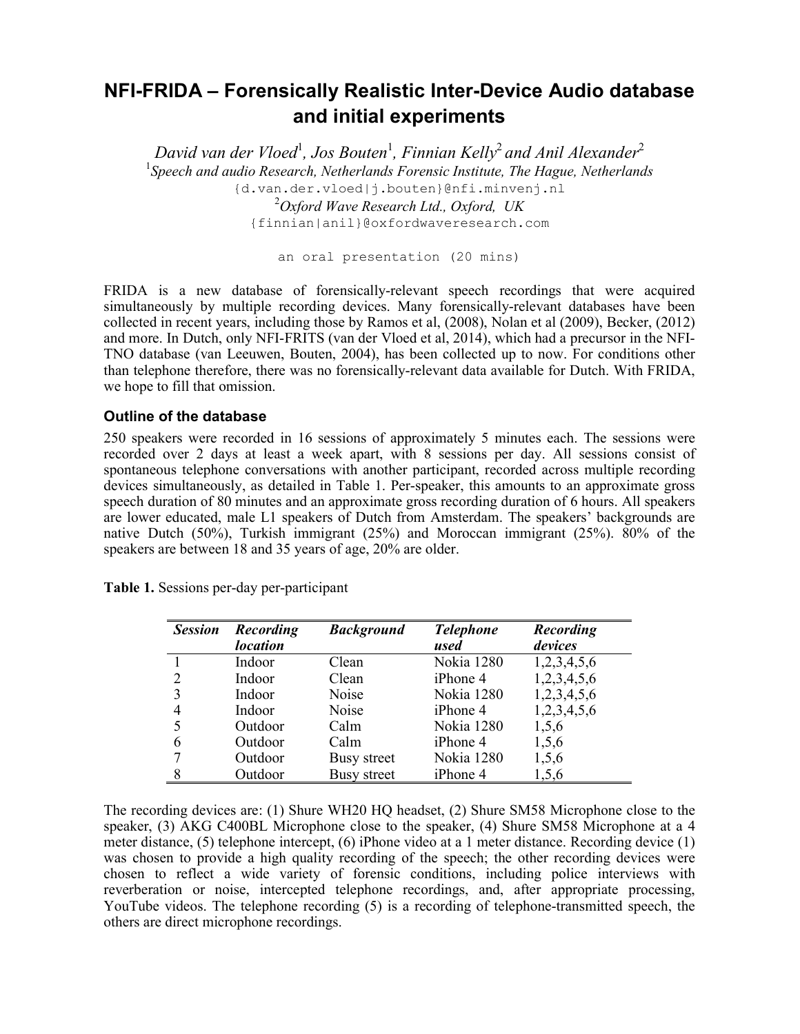# NFI-FRIDA – Forensically Realistic Inter-Device Audio database and initial experiments

*David van der Vloed*[1]*, Jos Bouten*[1]*, Finnian Kelly*[2] *and Anil Alexander*[2]

[1]*Speech and audio Research, Netherlands Forensic Institute, The Hague, Netherlands*

{d.van.der.vloed|j.bouten}@nfi.minvenj.nl

[2]*Oxford Wave Research Ltd., Oxford, UK*

{finnian|anil}@oxfordwaveresearch.com

an oral presentation (20 mins)

FRIDA is a new database of forensically-relevant speech recordings that were acquired simultaneously by multiple recording devices. Many forensically-relevant databases have been collected in recent years, including those by Ramos et al, (2008), Nolan et al (2009), Becker, (2012) and more. In Dutch, only NFI-FRITS (van der Vloed et al, 2014), which had a precursor in the NFI-TNO database (van Leeuwen, Bouten, 2004), has been collected up to now. For conditions other than telephone therefore, there was no forensically-relevant data available for Dutch. With FRIDA, we hope to fill that omission.

### Outline of the database

250 speakers were recorded in 16 sessions of approximately 5 minutes each. The sessions were recorded over 2 days at least a week apart, with 8 sessions per day. All sessions consist of spontaneous telephone conversations with another participant, recorded across multiple recording devices simultaneously, as detailed in Table 1. Per-speaker, this amounts to an approximate gross speech duration of 80 minutes and an approximate gross recording duration of 6 hours. All speakers are lower educated, male L1 speakers of Dutch from Amsterdam. The speakers' backgrounds are native Dutch (50%), Turkish immigrant (25%) and Moroccan immigrant (25%). 80% of the speakers are between 18 and 35 years of age, 20% are older.

**Table 1.** Sessions per-day per-participant

| *Session* | *Recording location* | *Background* | *Telephone used* | *Recording devices* |
|---|---|---|---|---|
| 1 | Indoor | Clean | Nokia 1280 | 1,2,3,4,5,6 |
| 2 | Indoor | Clean | iPhone 4 | 1,2,3,4,5,6 |
| 3 | Indoor | Noise | Nokia 1280 | 1,2,3,4,5,6 |
| 4 | Indoor | Noise | iPhone 4 | 1,2,3,4,5,6 |
| 5 | Outdoor | Calm | Nokia 1280 | 1,5,6 |
| 6 | Outdoor | Calm | iPhone 4 | 1,5,6 |
| 7 | Outdoor | Busy street | Nokia 1280 | 1,5,6 |
| 8 | Outdoor | Busy street | iPhone 4 | 1,5,6 |

The recording devices are: (1) Shure WH20 HQ headset, (2) Shure SM58 Microphone close to the speaker, (3) AKG C400BL Microphone close to the speaker, (4) Shure SM58 Microphone at a 4 meter distance, (5) telephone intercept, (6) iPhone video at a 1 meter distance. Recording device (1) was chosen to provide a high quality recording of the speech; the other recording devices were chosen to reflect a wide variety of forensic conditions, including police interviews with reverberation or noise, intercepted telephone recordings, and, after appropriate processing, YouTube videos. The telephone recording (5) is a recording of telephone-transmitted speech, the others are direct microphone recordings.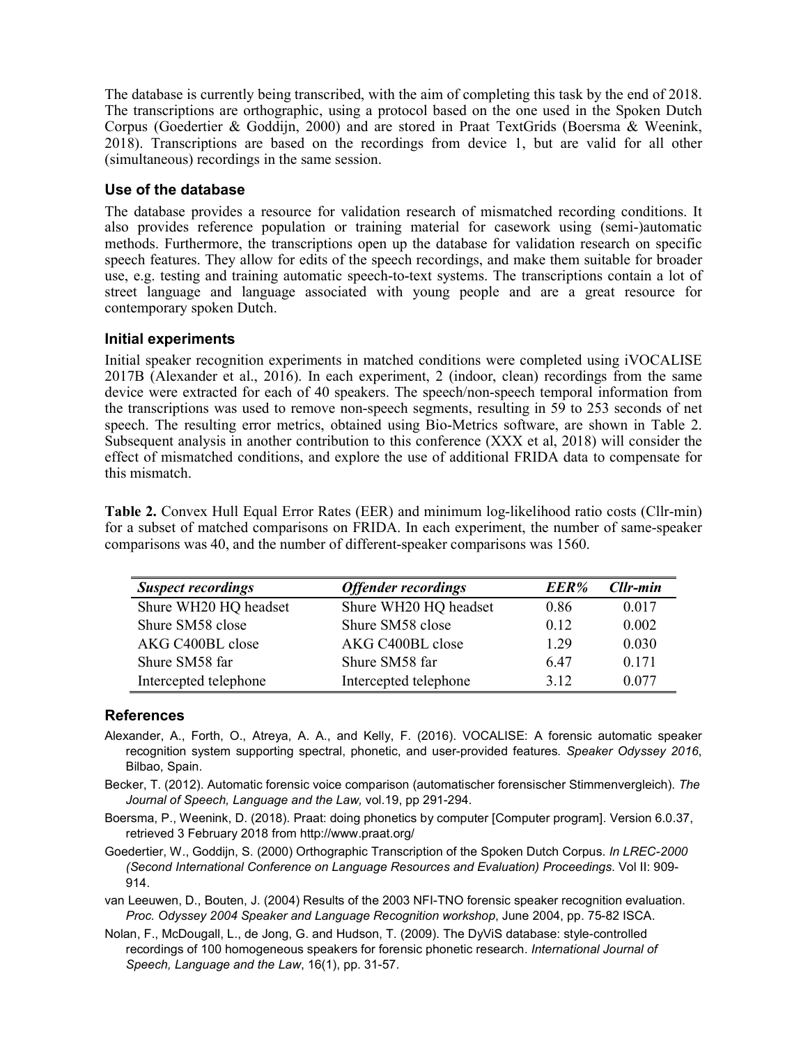The database is currently being transcribed, with the aim of completing this task by the end of 2018. The transcriptions are orthographic, using a protocol based on the one used in the Spoken Dutch Corpus (Goedertier & Goddijn, 2000) and are stored in Praat TextGrids (Boersma & Weenink, 2018). Transcriptions are based on the recordings from device 1, but are valid for all other (simultaneous) recordings in the same session.

## Use of the database

The database provides a resource for validation research of mismatched recording conditions. It also provides reference population or training material for casework using (semi-)automatic methods. Furthermore, the transcriptions open up the database for validation research on specific speech features. They allow for edits of the speech recordings, and make them suitable for broader use, e.g. testing and training automatic speech-to-text systems. The transcriptions contain a lot of street language and language associated with young people and are a great resource for contemporary spoken Dutch.

## Initial experiments

Initial speaker recognition experiments in matched conditions were completed using iVOCALISE 2017B (Alexander et al., 2016). In each experiment, 2 (indoor, clean) recordings from the same device were extracted for each of 40 speakers. The speech/non-speech temporal information from the transcriptions was used to remove non-speech segments, resulting in 59 to 253 seconds of net speech. The resulting error metrics, obtained using Bio-Metrics software, are shown in Table 2. Subsequent analysis in another contribution to this conference (XXX et al, 2018) will consider the effect of mismatched conditions, and explore the use of additional FRIDA data to compensate for this mismatch.

**Table 2.** Convex Hull Equal Error Rates (EER) and minimum log-likelihood ratio costs (Cllr-min) for a subset of matched comparisons on FRIDA. In each experiment, the number of same-speaker comparisons was 40, and the number of different-speaker comparisons was 1560.

| *Suspect recordings* | *Offender recordings* | *EER%* | *Cllr-min* |
|---|---|---|---|
| Shure WH20 HQ headset | Shure WH20 HQ headset | 0.86 | 0.017 |
| Shure SM58 close | Shure SM58 close | 0.12 | 0.002 |
| AKG C400BL close | AKG C400BL close | 1.29 | 0.030 |
| Shure SM58 far | Shure SM58 far | 6.47 | 0.171 |
| Intercepted telephone | Intercepted telephone | 3.12 | 0.077 |

## References

Alexander, A., Forth, O., Atreya, A. A., and Kelly, F. (2016). VOCALISE: A forensic automatic speaker recognition system supporting spectral, phonetic, and user-provided features. *Speaker Odyssey 2016*, Bilbao, Spain.

Becker, T. (2012). Automatic forensic voice comparison (automatischer forensischer Stimmenvergleich). *The Journal of Speech, Language and the Law,* vol.19, pp 291-294.

Boersma, P., Weenink, D. (2018). Praat: doing phonetics by computer [Computer program]. Version 6.0.37, retrieved 3 February 2018 from http://www.praat.org/

Goedertier, W., Goddijn, S. (2000) Orthographic Transcription of the Spoken Dutch Corpus. *In LREC-2000 (Second International Conference on Language Resources and Evaluation) Proceedings*. Vol II: 909-914.

van Leeuwen, D., Bouten, J. (2004) Results of the 2003 NFI-TNO forensic speaker recognition evaluation. *Proc. Odyssey 2004 Speaker and Language Recognition workshop*, June 2004, pp. 75-82 ISCA.

Nolan, F., McDougall, L., de Jong, G. and Hudson, T. (2009). The DyViS database: style-controlled recordings of 100 homogeneous speakers for forensic phonetic research. *International Journal of Speech, Language and the Law*, 16(1), pp. 31-57.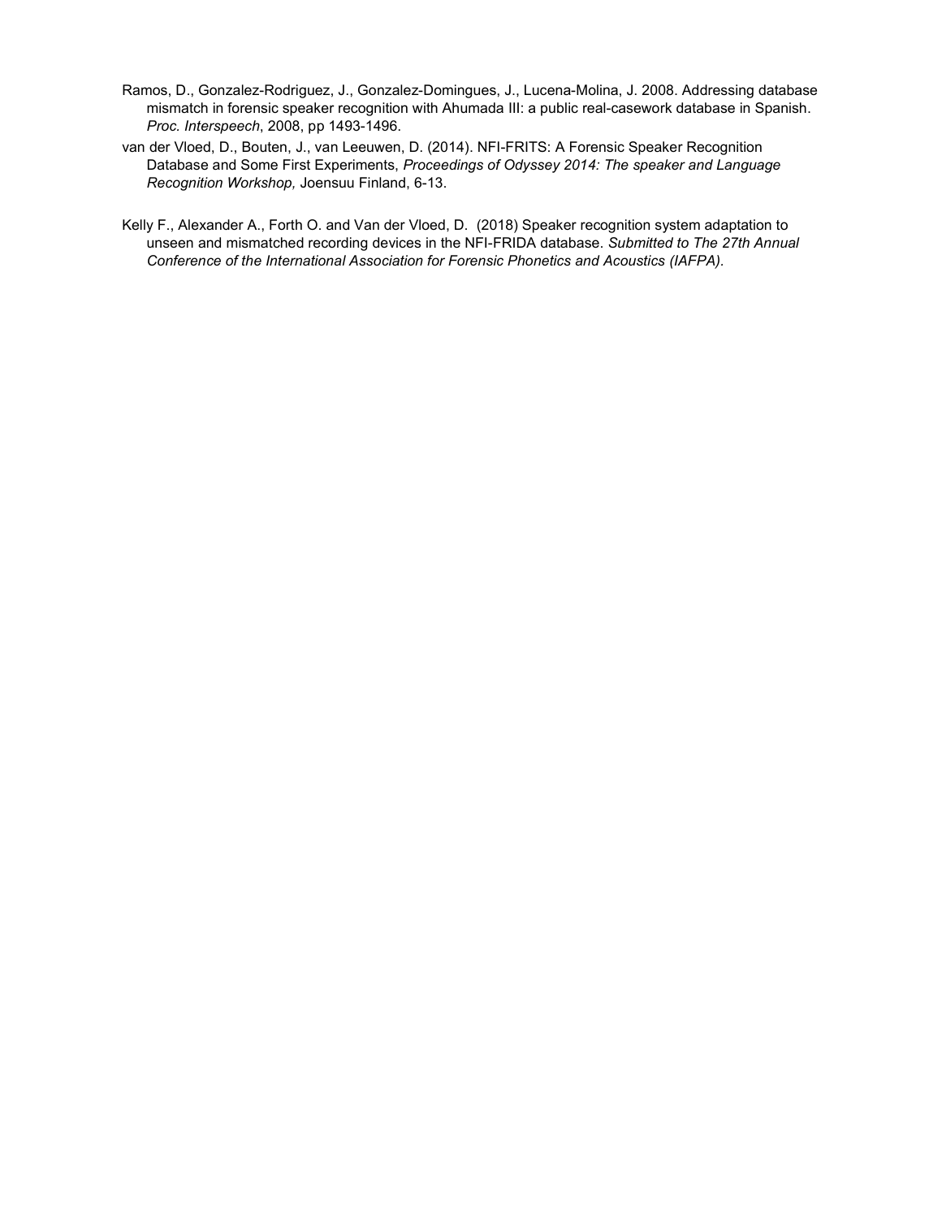Ramos, D., Gonzalez-Rodriguez, J., Gonzalez-Domingues, J., Lucena-Molina, J. 2008. Addressing database mismatch in forensic speaker recognition with Ahumada III: a public real-casework database in Spanish. *Proc. Interspeech*, 2008, pp 1493-1496.

van der Vloed, D., Bouten, J., van Leeuwen, D. (2014). NFI-FRITS: A Forensic Speaker Recognition Database and Some First Experiments, *Proceedings of Odyssey 2014: The speaker and Language Recognition Workshop,* Joensuu Finland, 6-13.

Kelly F., Alexander A., Forth O. and Van der Vloed, D. (2018) Speaker recognition system adaptation to unseen and mismatched recording devices in the NFI-FRIDA database. *Submitted to The 27th Annual Conference of the International Association for Forensic Phonetics and Acoustics (IAFPA).*